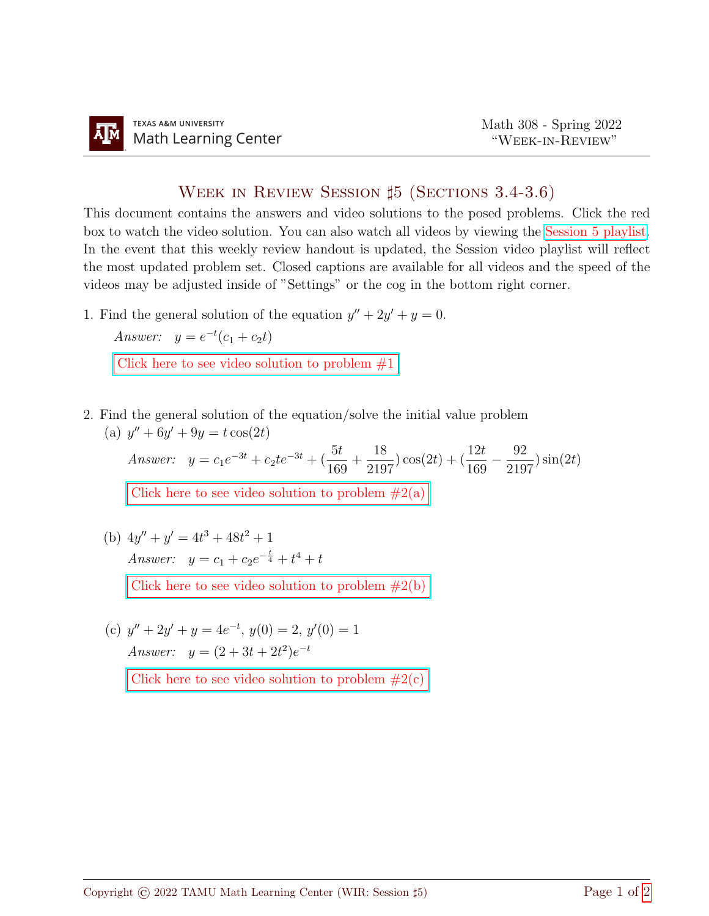TEXAS A&M UNIVERSITY
Math Learning Center

Math 308 - Spring 2022
"Week-in-Review"

# Week in Review Session ♯5 (Sections 3.4-3.6)

This document contains the answers and video solutions to the posed problems. Click the red box to watch the video solution. You can also watch all videos by viewing the Session 5 playlist. In the event that this weekly review handout is updated, the Session video playlist will reflect the most updated problem set. Closed captions are available for all videos and the speed of the videos may be adjusted inside of "Settings" or the cog in the bottom right corner.

1. Find the general solution of the equation $y'' + 2y' + y = 0$.

   *Answer:* $y = e^{-t}(c_1 + c_2 t)$

   Click here to see video solution to problem #1

2. Find the general solution of the equation/solve the initial value problem

   (a) $y'' + 6y' + 9y = t\cos(2t)$

   *Answer:* $y = c_1 e^{-3t} + c_2 t e^{-3t} + (\frac{5t}{169} + \frac{18}{2197})\cos(2t) + (\frac{12t}{169} - \frac{92}{2197})\sin(2t)$

   Click here to see video solution to problem #2(a)

   (b) $4y'' + y' = 4t^3 + 48t^2 + 1$

   *Answer:* $y = c_1 + c_2 e^{-\frac{t}{4}} + t^4 + t$

   Click here to see video solution to problem #2(b)

   (c) $y'' + 2y' + y = 4e^{-t}$, $y(0) = 2$, $y'(0) = 1$

   *Answer:* $y = (2 + 3t + 2t^2)e^{-t}$

   Click here to see video solution to problem #2(c)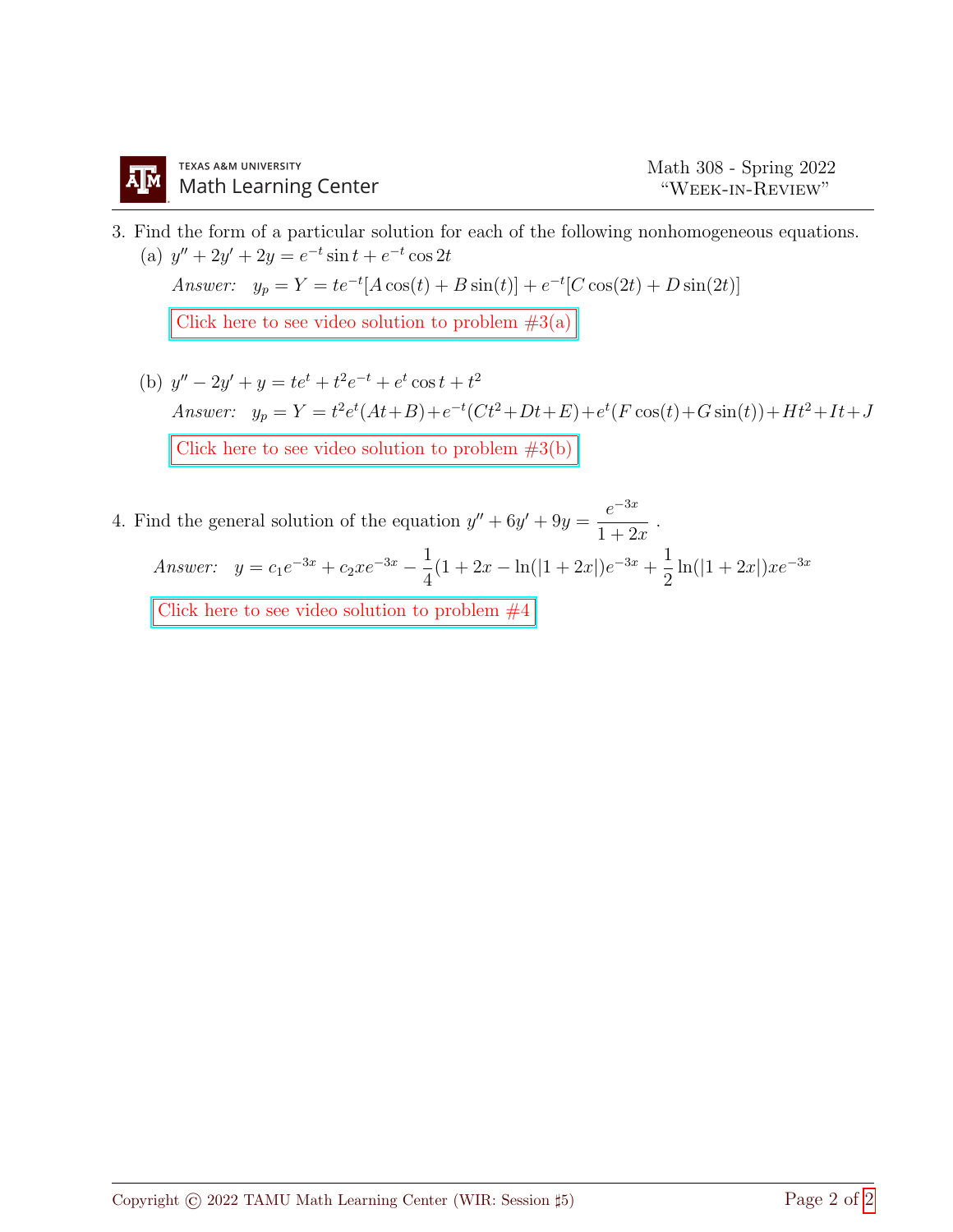3. Find the form of a particular solution for each of the following nonhomogeneous equations.

   (a) $y'' + 2y' + 2y = e^{-t}\sin t + e^{-t}\cos 2t$

   *Answer:* $y_p = Y = te^{-t}[A\cos(t) + B\sin(t)] + e^{-t}[C\cos(2t) + D\sin(2t)]$

   Click here to see video solution to problem #3(a)

   (b) $y'' - 2y' + y = te^t + t^2e^{-t} + e^t\cos t + t^2$

   *Answer:* $y_p = Y = t^2e^t(At+B) + e^{-t}(Ct^2+Dt+E) + e^t(F\cos(t) + G\sin(t)) + Ht^2 + It + J$

   Click here to see video solution to problem #3(b)

4. Find the general solution of the equation $y'' + 6y' + 9y = \dfrac{e^{-3x}}{1+2x}$.

   *Answer:* $y = c_1e^{-3x} + c_2xe^{-3x} - \dfrac{1}{4}(1 + 2x - \ln(|1+2x|)e^{-3x} + \dfrac{1}{2}\ln(|1+2x|)xe^{-3x}$

   Click here to see video solution to problem #4